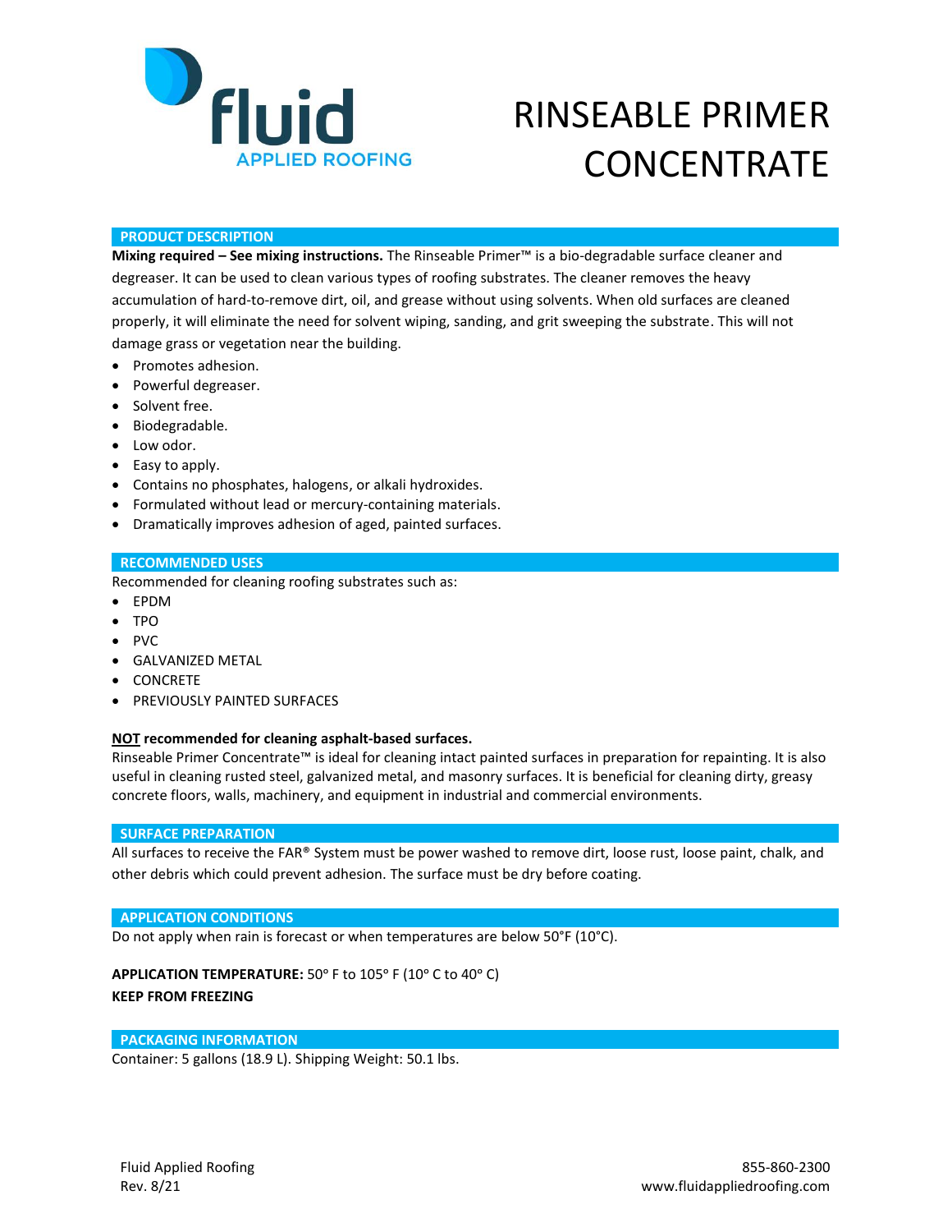fluid
APPLIED ROOFING

# RINSEABLE PRIMER CONCENTRATE

## PRODUCT DESCRIPTION

**Mixing required – See mixing instructions.** The Rinseable Primer™ is a bio-degradable surface cleaner and degreaser. It can be used to clean various types of roofing substrates. The cleaner removes the heavy accumulation of hard-to-remove dirt, oil, and grease without using solvents. When old surfaces are cleaned properly, it will eliminate the need for solvent wiping, sanding, and grit sweeping the substrate. This will not damage grass or vegetation near the building.

- Promotes adhesion.
- Powerful degreaser.
- Solvent free.
- Biodegradable.
- Low odor.
- Easy to apply.
- Contains no phosphates, halogens, or alkali hydroxides.
- Formulated without lead or mercury-containing materials.
- Dramatically improves adhesion of aged, painted surfaces.

## RECOMMENDED USES

Recommended for cleaning roofing substrates such as:

- EPDM
- TPO
- PVC
- GALVANIZED METAL
- CONCRETE
- PREVIOUSLY PAINTED SURFACES

**<u>NOT</u> recommended for cleaning asphalt-based surfaces.**

Rinseable Primer Concentrate™ is ideal for cleaning intact painted surfaces in preparation for repainting. It is also useful in cleaning rusted steel, galvanized metal, and masonry surfaces. It is beneficial for cleaning dirty, greasy concrete floors, walls, machinery, and equipment in industrial and commercial environments.

## SURFACE PREPARATION

All surfaces to receive the FAR® System must be power washed to remove dirt, loose rust, loose paint, chalk, and other debris which could prevent adhesion. The surface must be dry before coating.

## APPLICATION CONDITIONS

Do not apply when rain is forecast or when temperatures are below 50°F (10°C).

**APPLICATION TEMPERATURE:** 50° F to 105° F (10° C to 40° C)

**KEEP FROM FREEZING**

## PACKAGING INFORMATION

Container: 5 gallons (18.9 L). Shipping Weight: 50.1 lbs.

Fluid Applied Roofing
Rev. 8/21

855-860-2300
www.fluidappliedroofing.com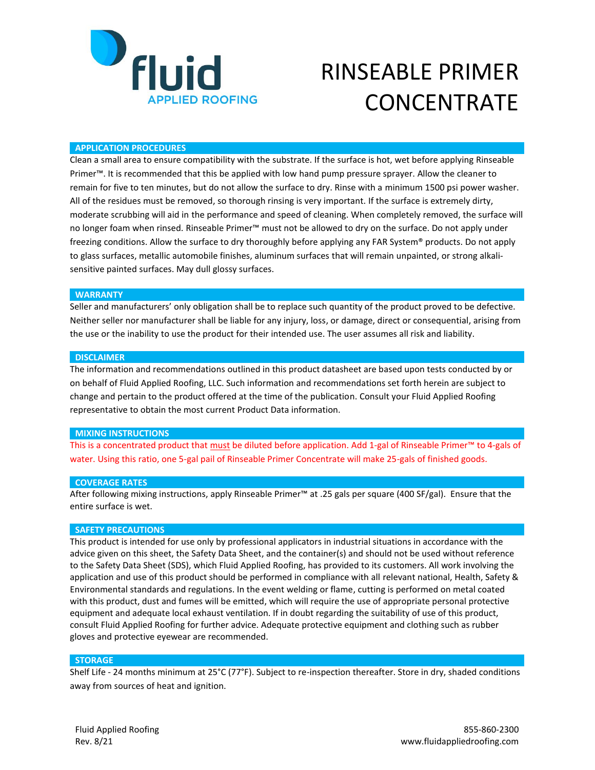fluid
APPLIED ROOFING

# RINSEABLE PRIMER CONCENTRATE

## APPLICATION PROCEDURES

Clean a small area to ensure compatibility with the substrate. If the surface is hot, wet before applying Rinseable Primer™. It is recommended that this be applied with low hand pump pressure sprayer. Allow the cleaner to remain for five to ten minutes, but do not allow the surface to dry. Rinse with a minimum 1500 psi power washer. All of the residues must be removed, so thorough rinsing is very important. If the surface is extremely dirty, moderate scrubbing will aid in the performance and speed of cleaning. When completely removed, the surface will no longer foam when rinsed. Rinseable Primer™ must not be allowed to dry on the surface. Do not apply under freezing conditions. Allow the surface to dry thoroughly before applying any FAR System® products. Do not apply to glass surfaces, metallic automobile finishes, aluminum surfaces that will remain unpainted, or strong alkali-sensitive painted surfaces. May dull glossy surfaces.

## WARRANTY

Seller and manufacturers' only obligation shall be to replace such quantity of the product proved to be defective. Neither seller nor manufacturer shall be liable for any injury, loss, or damage, direct or consequential, arising from the use or the inability to use the product for their intended use. The user assumes all risk and liability.

## DISCLAIMER

The information and recommendations outlined in this product datasheet are based upon tests conducted by or on behalf of Fluid Applied Roofing, LLC. Such information and recommendations set forth herein are subject to change and pertain to the product offered at the time of the publication. Consult your Fluid Applied Roofing representative to obtain the most current Product Data information.

## MIXING INSTRUCTIONS

This is a concentrated product that <u>must</u> be diluted before application. Add 1-gal of Rinseable Primer™ to 4-gals of water. Using this ratio, one 5-gal pail of Rinseable Primer Concentrate will make 25-gals of finished goods.

## COVERAGE RATES

After following mixing instructions, apply Rinseable Primer™ at .25 gals per square (400 SF/gal). Ensure that the entire surface is wet.

## SAFETY PRECAUTIONS

This product is intended for use only by professional applicators in industrial situations in accordance with the advice given on this sheet, the Safety Data Sheet, and the container(s) and should not be used without reference to the Safety Data Sheet (SDS), which Fluid Applied Roofing, has provided to its customers. All work involving the application and use of this product should be performed in compliance with all relevant national, Health, Safety & Environmental standards and regulations. In the event welding or flame, cutting is performed on metal coated with this product, dust and fumes will be emitted, which will require the use of appropriate personal protective equipment and adequate local exhaust ventilation. If in doubt regarding the suitability of use of this product, consult Fluid Applied Roofing for further advice. Adequate protective equipment and clothing such as rubber gloves and protective eyewear are recommended.

## STORAGE

Shelf Life - 24 months minimum at 25°C (77°F). Subject to re-inspection thereafter. Store in dry, shaded conditions away from sources of heat and ignition.

Fluid Applied Roofing
Rev. 8/21

855-860-2300
www.fluidappliedroofing.com